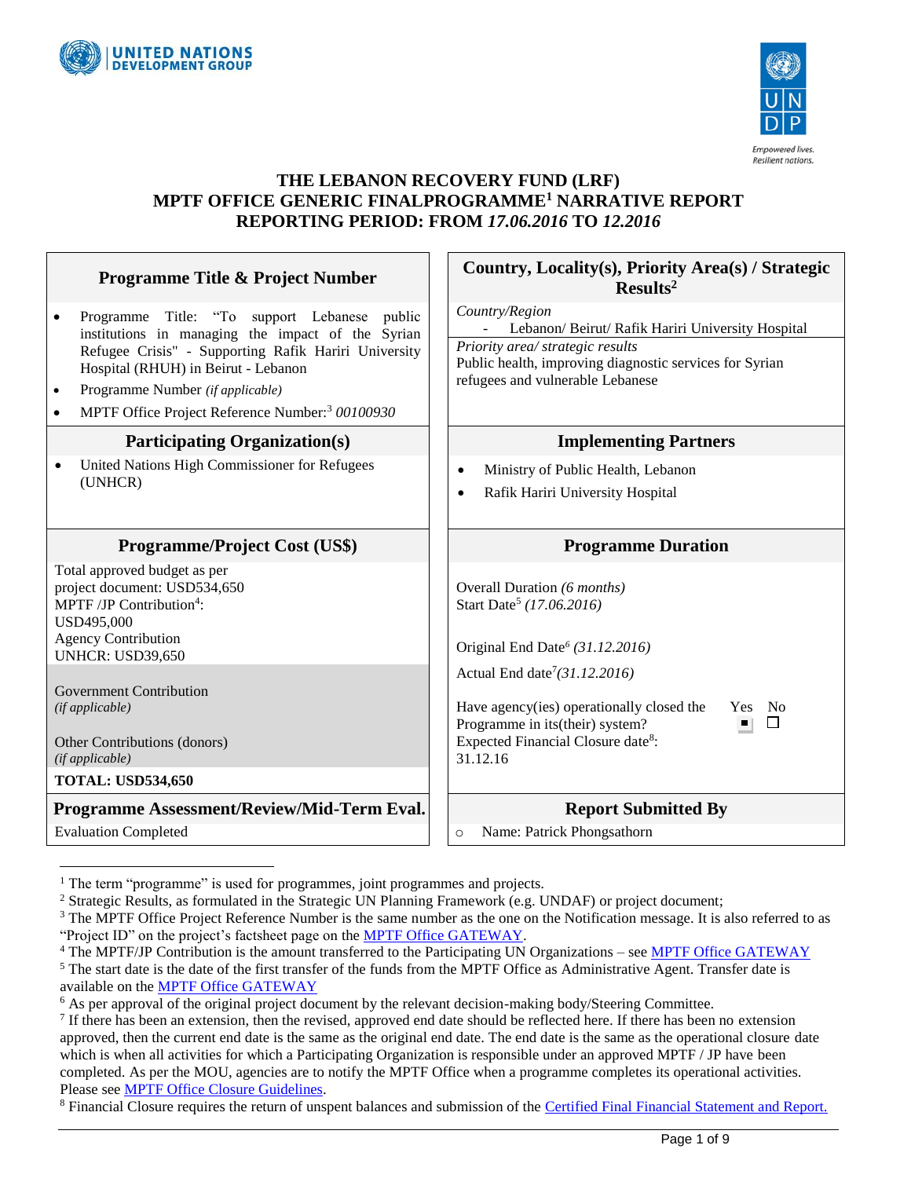# THE LEBANON RECOVERY FUND (LRF)
# MPTF OFFICE GENERIC FINALPROGRAMME[1] NARRATIVE REPORT
# REPORTING PERIOD: FROM *17.06.2016* TO *12.2016*

| **Programme Title & Project Number** | **Country, Locality(s), Priority Area(s) / Strategic Results[2]** |
|---|---|
| • Programme Title: "To support Lebanese public institutions in managing the impact of the Syrian Refugee Crisis" - Supporting Rafik Hariri University Hospital (RHUH) in Beirut - Lebanon<br>• Programme Number *(if applicable)*<br>• MPTF Office Project Reference Number:[3] *00100930* | *Country/Region*<br>- Lebanon/ Beirut/ Rafik Hariri University Hospital<br>*Priority area/ strategic results*<br>Public health, improving diagnostic services for Syrian refugees and vulnerable Lebanese |
| **Participating Organization(s)** | **Implementing Partners** |
| • United Nations High Commissioner for Refugees (UNHCR) | • Ministry of Public Health, Lebanon<br>• Rafik Hariri University Hospital |
| **Programme/Project Cost (US$)** | **Programme Duration** |
| Total approved budget as per project document: USD534,650<br>MPTF /JP Contribution[4]: USD495,000<br>Agency Contribution UNHCR: USD39,650<br><br>Government Contribution *(if applicable)*<br><br>Other Contributions (donors) *(if applicable)*<br><br>**TOTAL: USD534,650** | Overall Duration *(6 months)*<br>Start Date[5] *(17.06.2016)*<br><br>Original End Date[6] *(31.12.2016)*<br>Actual End date[7] *(31.12.2016)*<br><br>Have agency(ies) operationally closed the Programme in its(their) system? Yes ■ No ☐<br>Expected Financial Closure date[8]: 31.12.16 |
| **Programme Assessment/Review/Mid-Term Eval.** | **Report Submitted By** |
| Evaluation Completed | ○ Name: Patrick Phongsathorn |

[1] The term "programme" is used for programmes, joint programmes and projects.

[2] Strategic Results, as formulated in the Strategic UN Planning Framework (e.g. UNDAF) or project document;

[3] The MPTF Office Project Reference Number is the same number as the one on the Notification message. It is also referred to as "Project ID" on the project's factsheet page on the MPTF Office GATEWAY.

[4] The MPTF/JP Contribution is the amount transferred to the Participating UN Organizations – see MPTF Office GATEWAY

[5] The start date is the date of the first transfer of the funds from the MPTF Office as Administrative Agent. Transfer date is available on the MPTF Office GATEWAY

[6] As per approval of the original project document by the relevant decision-making body/Steering Committee.

[7] If there has been an extension, then the revised, approved end date should be reflected here. If there has been no extension approved, then the current end date is the same as the original end date. The end date is the same as the operational closure date which is when all activities for which a Participating Organization is responsible under an approved MPTF / JP have been completed. As per the MOU, agencies are to notify the MPTF Office when a programme completes its operational activities. Please see MPTF Office Closure Guidelines.

[8] Financial Closure requires the return of unspent balances and submission of the Certified Final Financial Statement and Report.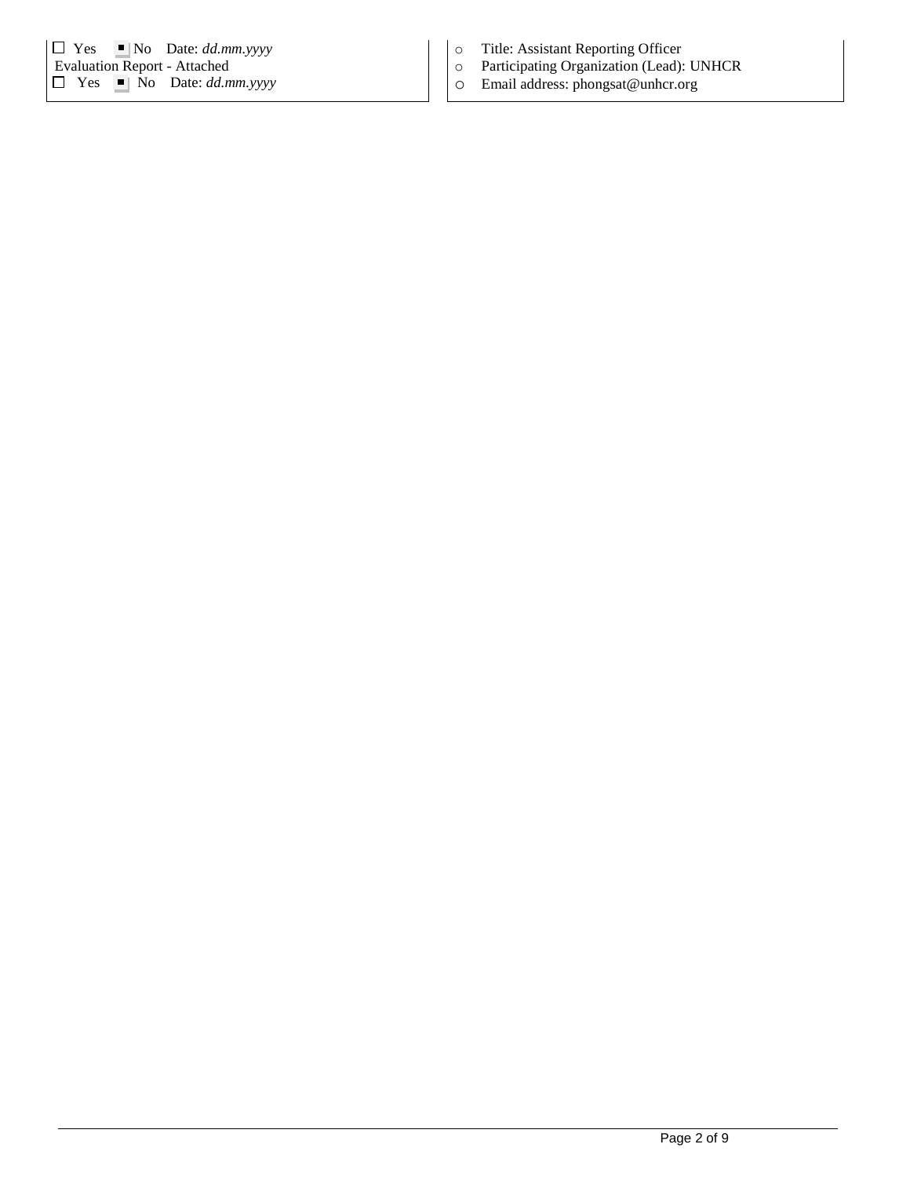| | |
|---|---|
| ☐ Yes ■ No Date: *dd.mm.yyyy*<br>Evaluation Report - Attached<br>☐ Yes ■ No Date: *dd.mm.yyyy* | o Title: Assistant Reporting Officer<br>o Participating Organization (Lead): UNHCR<br>o Email address: phongsat@unhcr.org |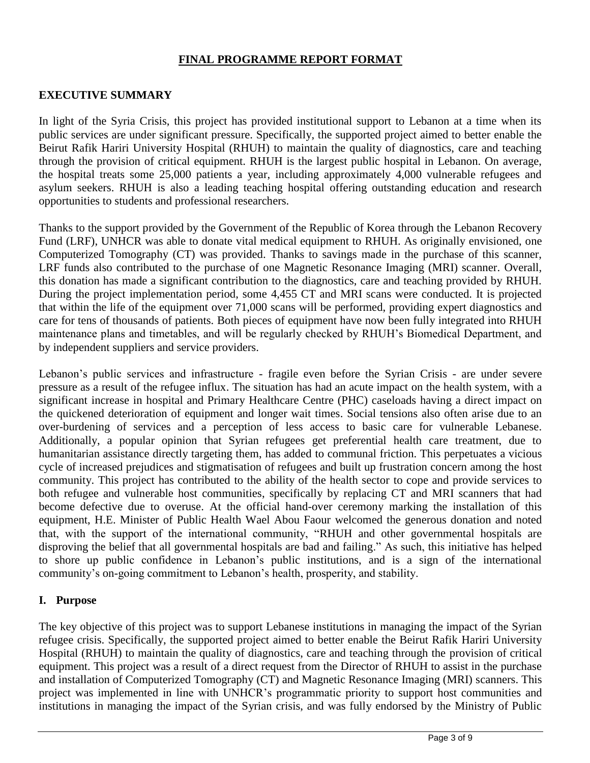**FINAL PROGRAMME REPORT FORMAT**

## EXECUTIVE SUMMARY

In light of the Syria Crisis, this project has provided institutional support to Lebanon at a time when its public services are under significant pressure. Specifically, the supported project aimed to better enable the Beirut Rafik Hariri University Hospital (RHUH) to maintain the quality of diagnostics, care and teaching through the provision of critical equipment. RHUH is the largest public hospital in Lebanon. On average, the hospital treats some 25,000 patients a year, including approximately 4,000 vulnerable refugees and asylum seekers. RHUH is also a leading teaching hospital offering outstanding education and research opportunities to students and professional researchers.

Thanks to the support provided by the Government of the Republic of Korea through the Lebanon Recovery Fund (LRF), UNHCR was able to donate vital medical equipment to RHUH. As originally envisioned, one Computerized Tomography (CT) was provided. Thanks to savings made in the purchase of this scanner, LRF funds also contributed to the purchase of one Magnetic Resonance Imaging (MRI) scanner. Overall, this donation has made a significant contribution to the diagnostics, care and teaching provided by RHUH. During the project implementation period, some 4,455 CT and MRI scans were conducted. It is projected that within the life of the equipment over 71,000 scans will be performed, providing expert diagnostics and care for tens of thousands of patients. Both pieces of equipment have now been fully integrated into RHUH maintenance plans and timetables, and will be regularly checked by RHUH's Biomedical Department, and by independent suppliers and service providers.

Lebanon's public services and infrastructure - fragile even before the Syrian Crisis - are under severe pressure as a result of the refugee influx. The situation has had an acute impact on the health system, with a significant increase in hospital and Primary Healthcare Centre (PHC) caseloads having a direct impact on the quickened deterioration of equipment and longer wait times. Social tensions also often arise due to an over-burdening of services and a perception of less access to basic care for vulnerable Lebanese. Additionally, a popular opinion that Syrian refugees get preferential health care treatment, due to humanitarian assistance directly targeting them, has added to communal friction. This perpetuates a vicious cycle of increased prejudices and stigmatisation of refugees and built up frustration concern among the host community. This project has contributed to the ability of the health sector to cope and provide services to both refugee and vulnerable host communities, specifically by replacing CT and MRI scanners that had become defective due to overuse. At the official hand-over ceremony marking the installation of this equipment, H.E. Minister of Public Health Wael Abou Faour welcomed the generous donation and noted that, with the support of the international community, "RHUH and other governmental hospitals are disproving the belief that all governmental hospitals are bad and failing." As such, this initiative has helped to shore up public confidence in Lebanon's public institutions, and is a sign of the international community's on-going commitment to Lebanon's health, prosperity, and stability.

## I. Purpose

The key objective of this project was to support Lebanese institutions in managing the impact of the Syrian refugee crisis. Specifically, the supported project aimed to better enable the Beirut Rafik Hariri University Hospital (RHUH) to maintain the quality of diagnostics, care and teaching through the provision of critical equipment. This project was a result of a direct request from the Director of RHUH to assist in the purchase and installation of Computerized Tomography (CT) and Magnetic Resonance Imaging (MRI) scanners. This project was implemented in line with UNHCR's programmatic priority to support host communities and institutions in managing the impact of the Syrian crisis, and was fully endorsed by the Ministry of Public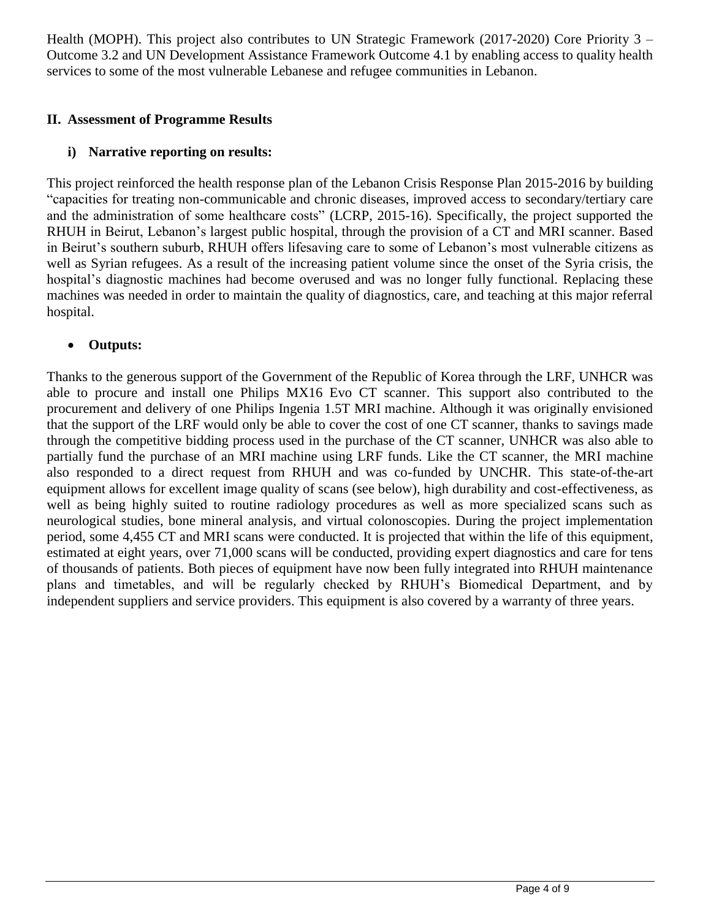Health (MOPH). This project also contributes to UN Strategic Framework (2017-2020) Core Priority 3 – Outcome 3.2 and UN Development Assistance Framework Outcome 4.1 by enabling access to quality health services to some of the most vulnerable Lebanese and refugee communities in Lebanon.

## II. Assessment of Programme Results

### i) Narrative reporting on results:

This project reinforced the health response plan of the Lebanon Crisis Response Plan 2015-2016 by building "capacities for treating non-communicable and chronic diseases, improved access to secondary/tertiary care and the administration of some healthcare costs" (LCRP, 2015-16). Specifically, the project supported the RHUH in Beirut, Lebanon's largest public hospital, through the provision of a CT and MRI scanner. Based in Beirut's southern suburb, RHUH offers lifesaving care to some of Lebanon's most vulnerable citizens as well as Syrian refugees. As a result of the increasing patient volume since the onset of the Syria crisis, the hospital's diagnostic machines had become overused and was no longer fully functional. Replacing these machines was needed in order to maintain the quality of diagnostics, care, and teaching at this major referral hospital.

- **Outputs:**

Thanks to the generous support of the Government of the Republic of Korea through the LRF, UNHCR was able to procure and install one Philips MX16 Evo CT scanner. This support also contributed to the procurement and delivery of one Philips Ingenia 1.5T MRI machine. Although it was originally envisioned that the support of the LRF would only be able to cover the cost of one CT scanner, thanks to savings made through the competitive bidding process used in the purchase of the CT scanner, UNHCR was also able to partially fund the purchase of an MRI machine using LRF funds. Like the CT scanner, the MRI machine also responded to a direct request from RHUH and was co-funded by UNCHR. This state-of-the-art equipment allows for excellent image quality of scans (see below), high durability and cost-effectiveness, as well as being highly suited to routine radiology procedures as well as more specialized scans such as neurological studies, bone mineral analysis, and virtual colonoscopies. During the project implementation period, some 4,455 CT and MRI scans were conducted. It is projected that within the life of this equipment, estimated at eight years, over 71,000 scans will be conducted, providing expert diagnostics and care for tens of thousands of patients. Both pieces of equipment have now been fully integrated into RHUH maintenance plans and timetables, and will be regularly checked by RHUH's Biomedical Department, and by independent suppliers and service providers. This equipment is also covered by a warranty of three years.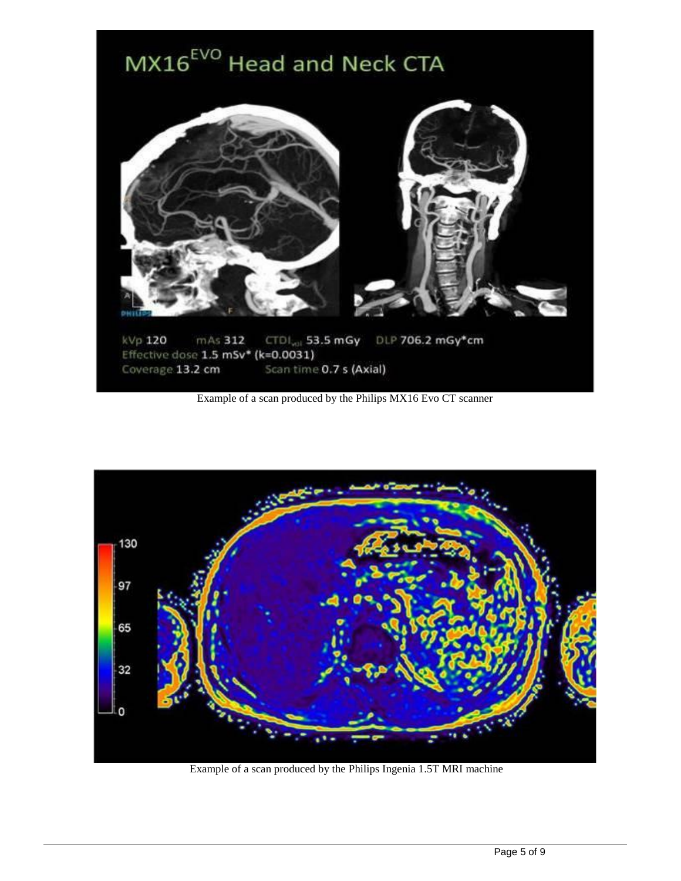Example of a scan produced by the Philips MX16 Evo CT scanner

Example of a scan produced by the Philips Ingenia 1.5T MRI machine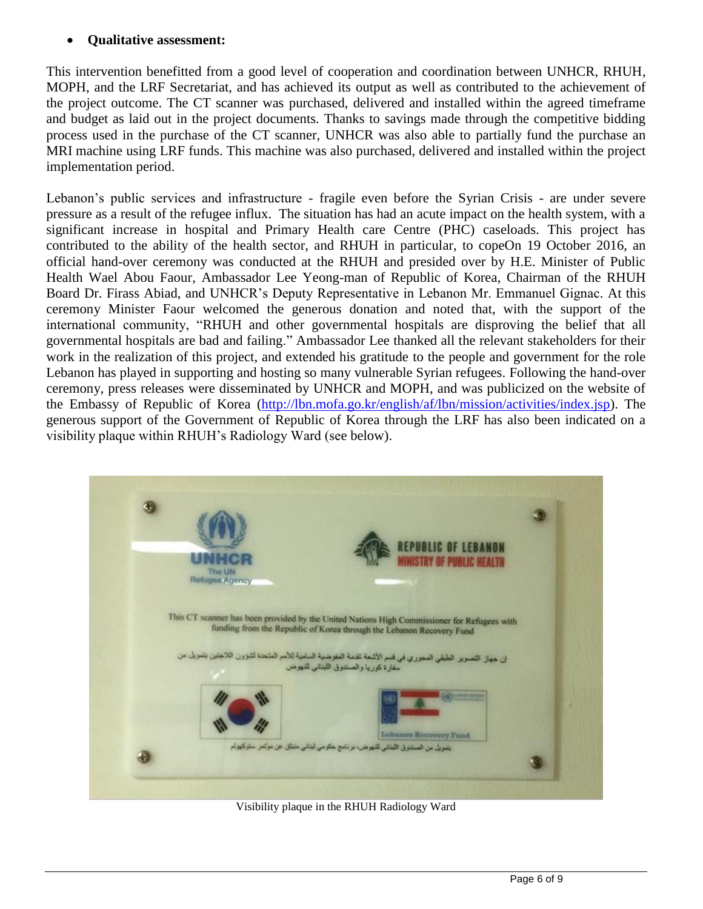- **Qualitative assessment:**

This intervention benefitted from a good level of cooperation and coordination between UNHCR, RHUH, MOPH, and the LRF Secretariat, and has achieved its output as well as contributed to the achievement of the project outcome. The CT scanner was purchased, delivered and installed within the agreed timeframe and budget as laid out in the project documents. Thanks to savings made through the competitive bidding process used in the purchase of the CT scanner, UNHCR was also able to partially fund the purchase an MRI machine using LRF funds. This machine was also purchased, delivered and installed within the project implementation period.

Lebanon's public services and infrastructure - fragile even before the Syrian Crisis - are under severe pressure as a result of the refugee influx. The situation has had an acute impact on the health system, with a significant increase in hospital and Primary Health care Centre (PHC) caseloads. This project has contributed to the ability of the health sector, and RHUH in particular, to copeOn 19 October 2016, an official hand-over ceremony was conducted at the RHUH and presided over by H.E. Minister of Public Health Wael Abou Faour, Ambassador Lee Yeong-man of Republic of Korea, Chairman of the RHUH Board Dr. Firass Abiad, and UNHCR's Deputy Representative in Lebanon Mr. Emmanuel Gignac. At this ceremony Minister Faour welcomed the generous donation and noted that, with the support of the international community, "RHUH and other governmental hospitals are disproving the belief that all governmental hospitals are bad and failing." Ambassador Lee thanked all the relevant stakeholders for their work in the realization of this project, and extended his gratitude to the people and government for the role Lebanon has played in supporting and hosting so many vulnerable Syrian refugees. Following the hand-over ceremony, press releases were disseminated by UNHCR and MOPH, and was publicized on the website of the Embassy of Republic of Korea (http://lbn.mofa.go.kr/english/af/lbn/mission/activities/index.jsp). The generous support of the Government of Republic of Korea through the LRF has also been indicated on a visibility plaque within RHUH's Radiology Ward (see below).

Visibility plaque in the RHUH Radiology Ward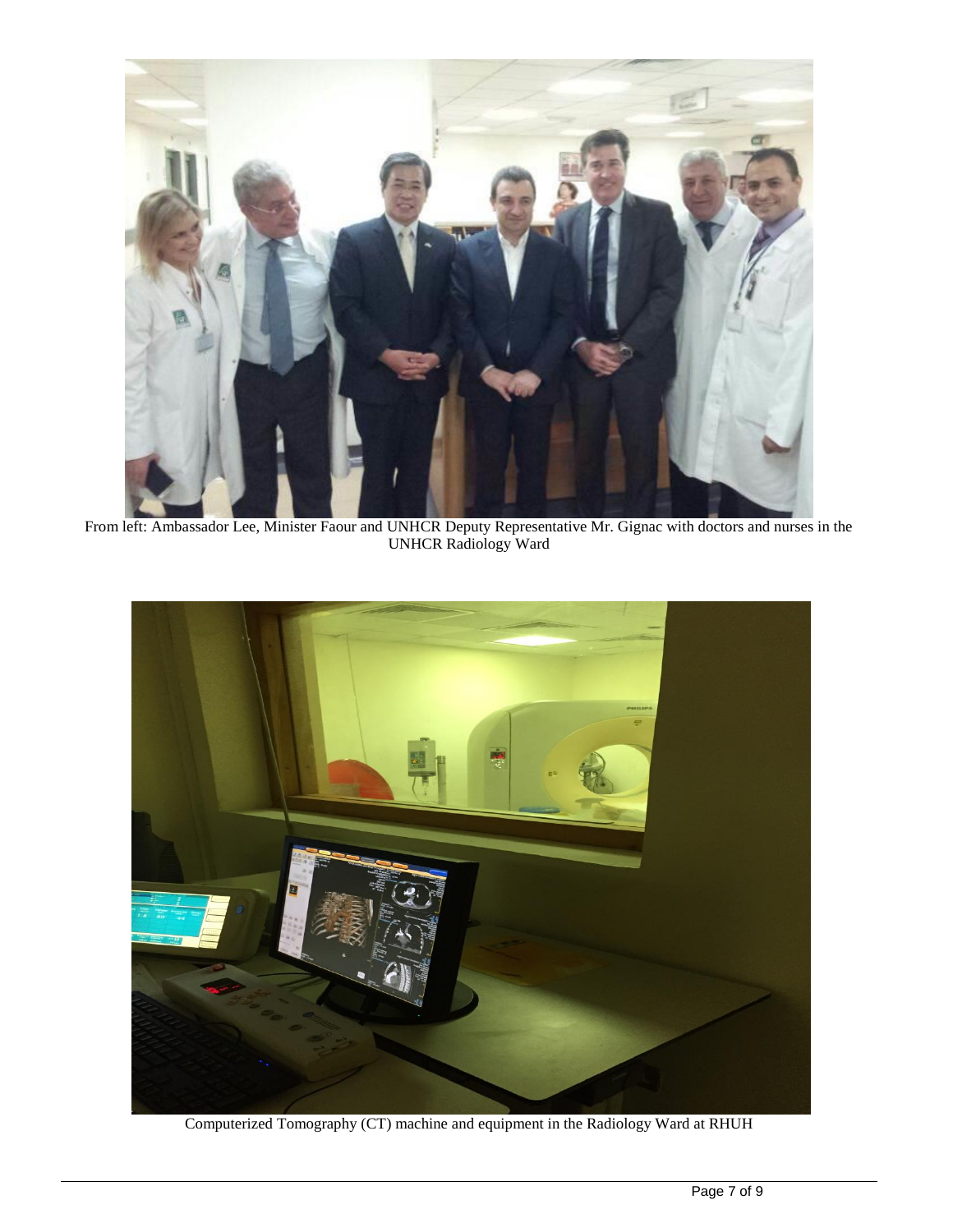From left: Ambassador Lee, Minister Faour and UNHCR Deputy Representative Mr. Gignac with doctors and nurses in the UNHCR Radiology Ward

Computerized Tomography (CT) machine and equipment in the Radiology Ward at RHUH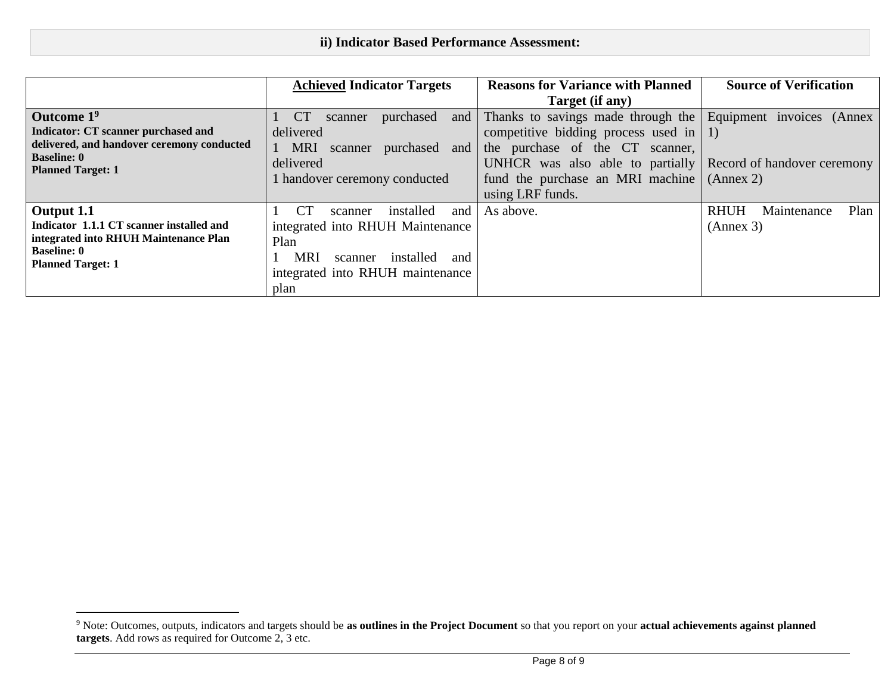## ii) Indicator Based Performance Assessment:

| | **<u>Achieved</u> Indicator Targets** | **Reasons for Variance with Planned Target (if any)** | **Source of Verification** |
|---|---|---|---|
| **Outcome 1[9]**<br>**Indicator: CT scanner purchased and delivered, and handover ceremony conducted**<br>**Baseline: 0**<br>**Planned Target: 1** | 1 CT scanner purchased and delivered<br>1 MRI scanner purchased and delivered<br>1 handover ceremony conducted | Thanks to savings made through the competitive bidding process used in the purchase of the CT scanner, UNHCR was also able to partially fund the purchase an MRI machine using LRF funds. | Equipment invoices (Annex 1)<br><br>Record of handover ceremony (Annex 2) |
| **Output 1.1**<br>**Indicator 1.1.1 CT scanner installed and integrated into RHUH Maintenance Plan**<br>**Baseline: 0**<br>**Planned Target: 1** | 1 CT scanner installed and integrated into RHUH Maintenance Plan<br>1 MRI scanner installed and integrated into RHUH maintenance plan | As above. | RHUH Maintenance Plan (Annex 3) |

[9] Note: Outcomes, outputs, indicators and targets should be **as outlines in the Project Document** so that you report on your **actual achievements against planned targets**. Add rows as required for Outcome 2, 3 etc.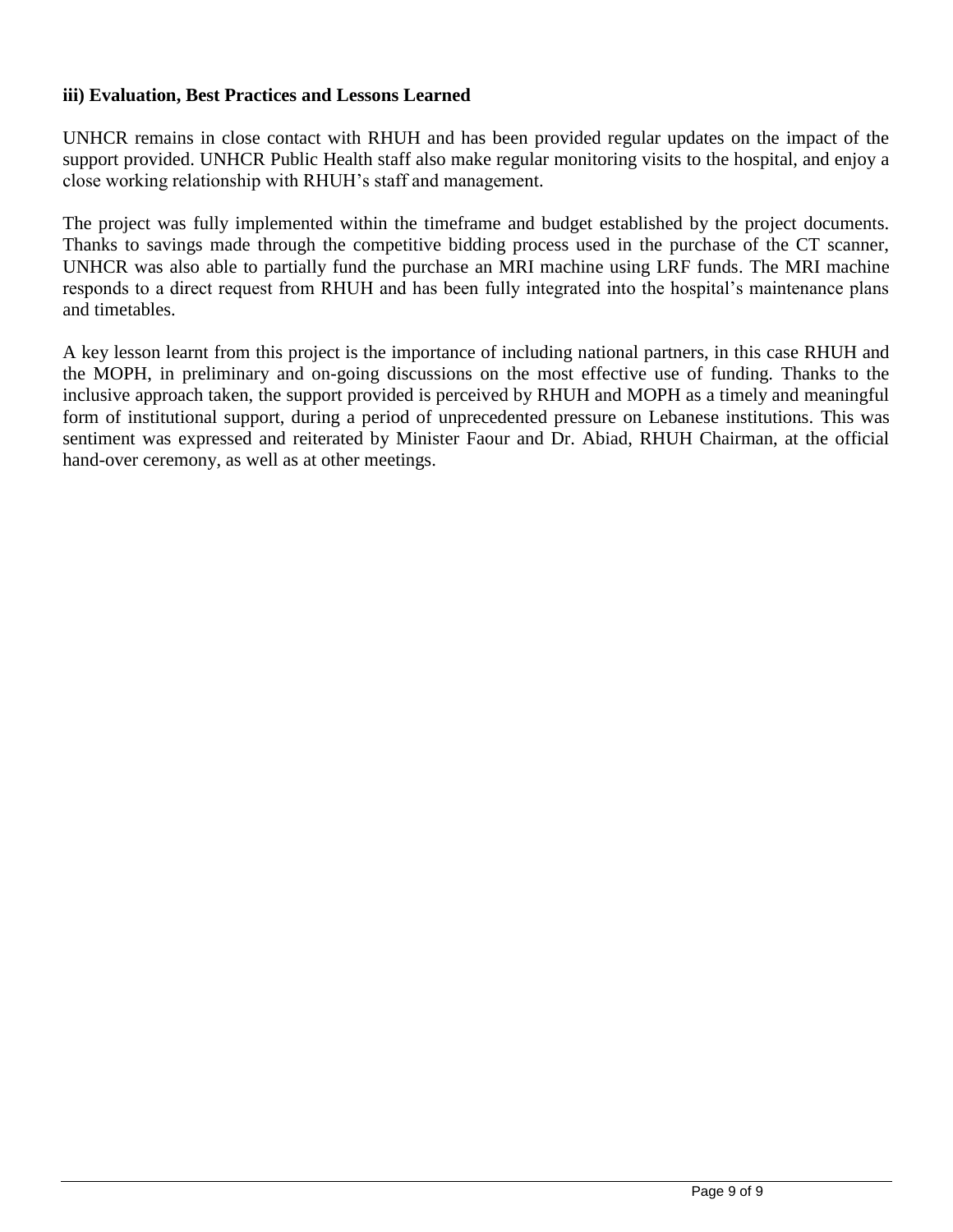**iii) Evaluation, Best Practices and Lessons Learned**

UNHCR remains in close contact with RHUH and has been provided regular updates on the impact of the support provided. UNHCR Public Health staff also make regular monitoring visits to the hospital, and enjoy a close working relationship with RHUH's staff and management.

The project was fully implemented within the timeframe and budget established by the project documents. Thanks to savings made through the competitive bidding process used in the purchase of the CT scanner, UNHCR was also able to partially fund the purchase an MRI machine using LRF funds. The MRI machine responds to a direct request from RHUH and has been fully integrated into the hospital's maintenance plans and timetables.

A key lesson learnt from this project is the importance of including national partners, in this case RHUH and the MOPH, in preliminary and on-going discussions on the most effective use of funding. Thanks to the inclusive approach taken, the support provided is perceived by RHUH and MOPH as a timely and meaningful form of institutional support, during a period of unprecedented pressure on Lebanese institutions. This was sentiment was expressed and reiterated by Minister Faour and Dr. Abiad, RHUH Chairman, at the official hand-over ceremony, as well as at other meetings.